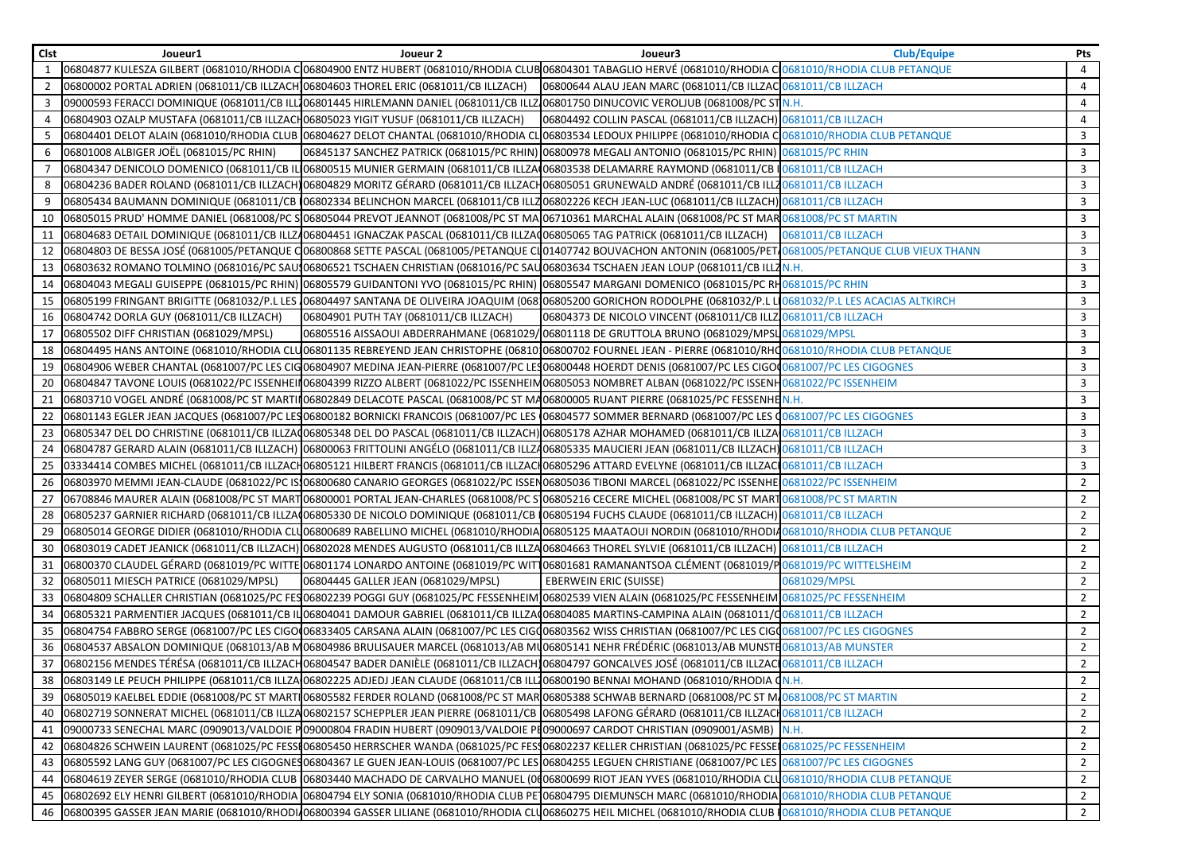| Clst | Joueur1 | Joueur 2 | Joueur3 | Club/Equipe | Pts |
|---|---|---|---|---|---|
| 1 | 06804877 KULESZA GILBERT (0681010/RHODIA C | 06804900 ENTZ HUBERT (0681010/RHODIA CLUB | 06804301 TABAGLIO HERVÉ (0681010/RHODIA C | 0681010/RHODIA CLUB PETANQUE | 4 |
| 2 | 06800002 PORTAL ADRIEN (0681011/CB ILLZACH | 06804603 THOREL ERIC (0681011/CB ILLZACH) | 06800644 ALAU JEAN MARC (0681011/CB ILLZAC | 0681011/CB ILLZACH | 4 |
| 3 | 09000593 FERACCI DOMINIQUE (0681011/CB ILL | 06801445 HIRLEMANN DANIEL (0681011/CB ILLZ | 06801750 DINUCOVIC VEROLJUB (0681008/PC ST | N.H. | 4 |
| 4 | 06804903 OZALP MUSTAFA (0681011/CB ILLZACH | 06805023 YIGIT YUSUF (0681011/CB ILLZACH) | 06804492 COLLIN PASCAL (0681011/CB ILLZACH) | 0681011/CB ILLZACH | 4 |
| 5 | 06804401 DELOT ALAIN (0681010/RHODIA CLUB | 06804627 DELOT CHANTAL (0681010/RHODIA CL | 06803534 LEDOUX PHILIPPE (0681010/RHODIA C | 0681010/RHODIA CLUB PETANQUE | 3 |
| 6 | 06801008 ALBIGER JOËL (0681015/PC RHIN) | 06845137 SANCHEZ PATRICK (0681015/PC RHIN) | 06800978 MEGALI ANTONIO (0681015/PC RHIN) | 0681015/PC RHIN | 3 |
| 7 | 06804347 DENICOLO DOMENICO (0681011/CB IL | 06800515 MUNIER GERMAIN (0681011/CB ILLZA | 06803538 DELAMARRE RAYMOND (0681011/CB I | 0681011/CB ILLZACH | 3 |
| 8 | 06804236 BADER ROLAND (0681011/CB ILLZACH) | 06804829 MORITZ GÉRARD (0681011/CB ILLZACH | 06805051 GRUNEWALD ANDRÉ (0681011/CB ILLZ | 0681011/CB ILLZACH | 3 |
| 9 | 06805434 BAUMANN DOMINIQUE (0681011/CB | 06802334 BELINCHON MARCEL (0681011/CB ILLZ | 06802226 KECH JEAN-LUC (0681011/CB ILLZACH) | 0681011/CB ILLZACH | 3 |
| 10 | 06805015 PRUD' HOMME DANIEL (0681008/PC S | 06805044 PREVOT JEANNOT (0681008/PC ST MA | 06710361 MARCHAL ALAIN (0681008/PC ST MAR | 0681008/PC ST MARTIN | 3 |
| 11 | 06804683 DETAIL DOMINIQUE (0681011/CB ILLZ | 06804451 IGNACZAK PASCAL (0681011/CB ILLZA | 06805065 TAG PATRICK (0681011/CB ILLZACH) | 0681011/CB ILLZACH | 3 |
| 12 | 06804803 DE BESSA JOSÉ (0681005/PETANQUE C | 06800868 SETTE PASCAL (0681005/PETANQUE CL | 01407742 BOUVACHON ANTONIN (0681005/PET | 0681005/PETANQUE CLUB VIEUX THANN | 3 |
| 13 | 06803632 ROMANO TOLMINO (0681016/PC SAU | 06806521 TSCHAEN CHRISTIAN (0681016/PC SAU | 06803634 TSCHAEN JEAN LOUP (0681011/CB ILLZ | N.H. | 3 |
| 14 | 06804043 MEGALI GUISEPPE (0681015/PC RHIN) | 06805579 GUIDANTONI YVO (0681015/PC RHIN) | 06805547 MARGANI DOMENICO (0681015/PC RH | 0681015/PC RHIN | 3 |
| 15 | 06805199 FRINGANT BRIGITTE (0681032/P.L LES | 06804497 SANTANA DE OLIVEIRA JOAQUIM (068 | 06805200 GORICHON RODOLPHE (0681032/P.L L | 0681032/P.L LES ACACIAS ALTKIRCH | 3 |
| 16 | 06804742 DORLA GUY (0681011/CB ILLZACH) | 06804901 PUTH TAY (0681011/CB ILLZACH) | 06804373 DE NICOLO VINCENT (0681011/CB ILLZ | 0681011/CB ILLZACH | 3 |
| 17 | 06805502 DIFF CHRISTIAN (0681029/MPSL) | 06805516 AISSAOUI ABDERRAHMANE (0681029/ | 06801118 DE GRUTTOLA BRUNO (0681029/MPSL | 0681029/MPSL | 3 |
| 18 | 06804495 HANS ANTOINE (0681010/RHODIA CLU | 06801135 REBREYEND JEAN CHRISTOPHE (06810 | 06800702 FOURNEL JEAN - PIERRE (0681010/RHO | 0681010/RHODIA CLUB PETANQUE | 3 |
| 19 | 06804906 WEBER CHANTAL (0681007/PC LES CIG | 06804907 MEDINA JEAN-PIERRE (0681007/PC LES | 06800448 HOERDT DENIS (0681007/PC LES CIGO | 0681007/PC LES CIGOGNES | 3 |
| 20 | 06804847 TAVONE LOUIS (0681022/PC ISSENHEI | 06804399 RIZZO ALBERT (0681022/PC ISSENHEIM | 06805053 NOMBRET ALBAN (0681022/PC ISSENH | 0681022/PC ISSENHEIM | 3 |
| 21 | 06803710 VOGEL ANDRÉ (0681008/PC ST MARTI | 06802849 DELACOTE PASCAL (0681008/PC ST MA | 06800005 RUANT PIERRE (0681025/PC FESSENHE | N.H. | 3 |
| 22 | 06801143 EGLER JEAN JACQUES (0681007/PC LES | 06800182 BORNICKI FRANCOIS (0681007/PC LES | 06804577 SOMMER BERNARD (0681007/PC LES C | 0681007/PC LES CIGOGNES | 3 |
| 23 | 06805347 DEL DO CHRISTINE (0681011/CB ILLZA | 06805348 DEL DO PASCAL (0681011/CB ILLZACH) | 06805178 AZHAR MOHAMED (0681011/CB ILLZA | 0681011/CB ILLZACH | 3 |
| 24 | 06804787 GERARD ALAIN (0681011/CB ILLZACH) | 06800063 FRITTOLINI ANGÉLO (0681011/CB ILLZ | 06805335 MAUCIERI JEAN (0681011/CB ILLZACH) | 0681011/CB ILLZACH | 3 |
| 25 | 03334414 COMBES MICHEL (0681011/CB ILLZACH | 06805121 HILBERT FRANCIS (0681011/CB ILLZAC | 06805296 ATTARD EVELYNE (0681011/CB ILLZAC | 0681011/CB ILLZACH | 3 |
| 26 | 06803970 MEMMI JEAN-CLAUDE (0681022/PC IS | 06800680 CANARIO GEORGES (0681022/PC ISSEN | 06805036 TIBONI MARCEL (0681022/PC ISSENHE | 0681022/PC ISSENHEIM | 2 |
| 27 | 06708846 MAURER ALAIN (0681008/PC ST MART | 06800001 PORTAL JEAN-CHARLES (0681008/PC S | 06805216 CECERE MICHEL (0681008/PC ST MART | 0681008/PC ST MARTIN | 2 |
| 28 | 06805237 GARNIER RICHARD (0681011/CB ILLZA | 06805330 DE NICOLO DOMINIQUE (0681011/CB | 06805194 FUCHS CLAUDE (0681011/CB ILLZACH) | 0681011/CB ILLZACH | 2 |
| 29 | 06805014 GEORGE DIDIER (0681010/RHODIA CLU | 06800689 RABELLINO MICHEL (0681010/RHODIA | 06805125 MAATAOUI NORDIN (0681010/RHODI | 0681010/RHODIA CLUB PETANQUE | 2 |
| 30 | 06803019 CADET JEANICK (0681011/CB ILLZACH) | 06802028 MENDES AUGUSTO (0681011/CB ILLZA | 06804663 THOREL SYLVIE (0681011/CB ILLZACH) | 0681011/CB ILLZACH | 2 |
| 31 | 06800370 CLAUDEL GÉRARD (0681019/PC WITTE | 06801174 LONARDO ANTOINE (0681019/PC WIT | 06801681 RAMANANTSOA CLÉMENT (0681019/P | 0681019/PC WITTELSHEIM | 2 |
| 32 | 06805011 MIESCH PATRICE (0681029/MPSL) | 06804445 GALLER JEAN (0681029/MPSL) | EBERWEIN ERIC (SUISSE) | 0681029/MPSL | 2 |
| 33 | 06804809 SCHALLER CHRISTIAN (0681025/PC FES | 06802239 POGGI GUY (0681025/PC FESSENHEIM | 06802539 VIEN ALAIN (0681025/PC FESSENHEIM | 0681025/PC FESSENHEIM | 2 |
| 34 | 06805321 PARMENTIER JACQUES (0681011/CB IL | 06804041 DAMOUR GABRIEL (0681011/CB ILLZA | 06804085 MARTINS-CAMPINA ALAIN (0681011/C | 0681011/CB ILLZACH | 2 |
| 35 | 06804754 FABBRO SERGE (0681007/PC LES CIGO | 06833405 CARSANA ALAIN (0681007/PC LES CIG | 06803562 WISS CHRISTIAN (0681007/PC LES CIG | 0681007/PC LES CIGOGNES | 2 |
| 36 | 06804537 ABSALON DOMINIQUE (0681013/AB M | 06804986 BRULISAUER MARCEL (0681013/AB MU | 06805141 NEHR FRÉDÉRIC (0681013/AB MUNSTE | 0681013/AB MUNSTER | 2 |
| 37 | 06802156 MENDES TÉRÉSA (0681011/CB ILLZACH | 06804547 BADER DANIÈLE (0681011/CB ILLZACH) | 06804797 GONCALVES JOSÉ (0681011/CB ILLZAC | 0681011/CB ILLZACH | 2 |
| 38 | 06803149 LE PEUCH PHILIPPE (0681011/CB ILLZA | 06802225 ADJEDJ JEAN CLAUDE (0681011/CB ILL | 06800190 BENNAI MOHAND (0681010/RHODIA C | N.H. | 2 |
| 39 | 06805019 KAELBEL EDDIE (0681008/PC ST MARTI | 06805582 FERDER ROLAND (0681008/PC ST MAR | 06805388 SCHWAB BERNARD (0681008/PC ST M | 0681008/PC ST MARTIN | 2 |
| 40 | 06802719 SONNERAT MICHEL (0681011/CB ILLZA | 06802157 SCHEPPLER JEAN PIERRE (0681011/CB | 06805498 LAFONG GÉRARD (0681011/CB ILLZAC | 0681011/CB ILLZACH | 2 |
| 41 | 09000733 SENECHAL MARC (0909013/VALDOIE P | 09000804 FRADIN HUBERT (0909013/VALDOIE P | 09000697 CARDOT CHRISTIAN (0909001/ASMB) | N.H. | 2 |
| 42 | 06804826 SCHWEIN LAURENT (0681025/PC FESS | 06805450 HERRSCHER WANDA (0681025/PC FES | 06802237 KELLER CHRISTIAN (0681025/PC FESSE | 0681025/PC FESSENHEIM | 2 |
| 43 | 06805592 LANG GUY (0681007/PC LES CIGOGNES | 06804367 LE GUEN JEAN-LOUIS (0681007/PC LES | 06804255 LEGUEN CHRISTIANE (0681007/PC LES | 0681007/PC LES CIGOGNES | 2 |
| 44 | 06804619 ZEYER SERGE (0681010/RHODIA CLUB | 06803440 MACHADO DE CARVALHO MANUEL (06 | 06800699 RIOT JEAN YVES (0681010/RHODIA CLU | 0681010/RHODIA CLUB PETANQUE | 2 |
| 45 | 06802692 ELY HENRI GILBERT (0681010/RHODIA | 06804794 ELY SONIA (0681010/RHODIA CLUB PE | 06804795 DIEMUNSCH MARC (0681010/RHODIA | 0681010/RHODIA CLUB PETANQUE | 2 |
| 46 | 06800395 GASSER JEAN MARIE (0681010/RHODI | 06800394 GASSER LILIANE (0681010/RHODIA CL | 06860275 HEIL MICHEL (0681010/RHODIA CLUB | 0681010/RHODIA CLUB PETANQUE | 2 |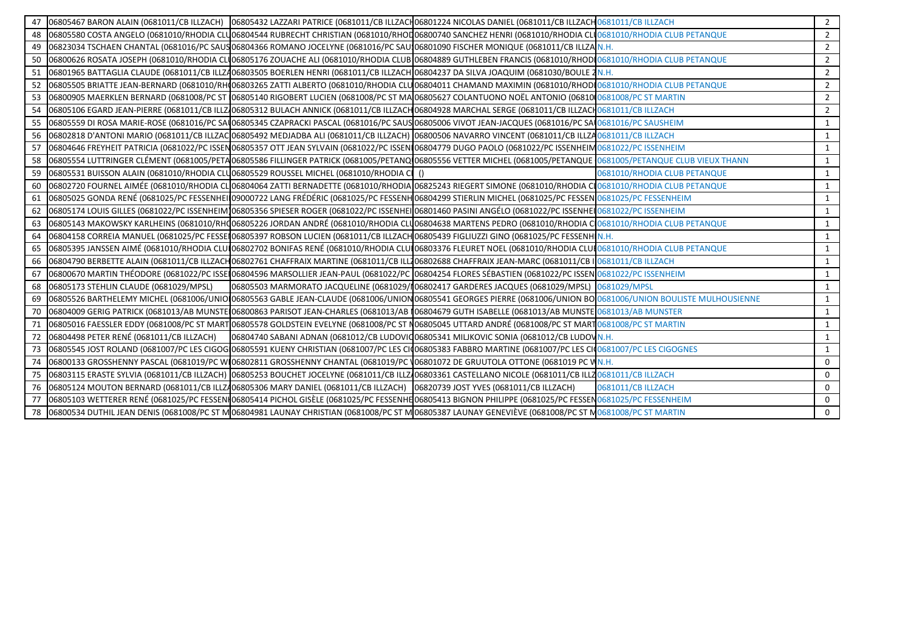| | | | | | |
|---|---|---|---|---|---|
| 47 | 06805467 BARON ALAIN (0681011/CB ILLZACH) | 06805432 LAZZARI PATRICE (0681011/CB ILLZACH | 06801224 NICOLAS DANIEL (0681011/CB ILLZACH | 0681011/CB ILLZACH | 2 |
| 48 | 06805580 COSTA ANGELO (0681010/RHODIA CL | 06804544 RUBRECHT CHRISTIAN (0681010/RHOD | 06800740 SANCHEZ HENRI (0681010/RHODIA CL | 0681010/RHODIA CLUB PETANQUE | 2 |
| 49 | 06823034 TSCHAEN CHANTAL (0681016/PC SAUS | 06804366 ROMANO JOCELYNE (0681016/PC SAU | 06801090 FISCHER MONIQUE (0681011/CB ILLZA | N.H. | 2 |
| 50 | 06800626 ROSATA JOSEPH (0681010/RHODIA CL | 06805176 ZOUACHE ALI (0681010/RHODIA CLUB | 06804889 GUTHLEBEN FRANCIS (0681010/RHOD | 0681010/RHODIA CLUB PETANQUE | 2 |
| 51 | 06801965 BATTAGLIA CLAUDE (0681011/CB ILLZ | 06803505 BOERLEN HENRI (0681011/CB ILLZACH | 06804237 DA SILVA JOAQUIM (0681030/BOULE Z | N.H. | 2 |
| 52 | 06805505 BRIATTE JEAN-BERNARD (0681010/RH | 06803265 ZATTI ALBERTO (0681010/RHODIA CLU | 06804011 CHAMAND MAXIMIN (0681010/RHOD | 0681010/RHODIA CLUB PETANQUE | 2 |
| 53 | 06800905 MAERKLEN BERNARD (0681008/PC ST | 06805140 RIGOBERT LUCIEN (0681008/PC ST MA | 06805627 COLANTUONO NOËL ANTONIO (06810 | 0681008/PC ST MARTIN | 2 |
| 54 | 06805106 EGARD JEAN-PIERRE (0681011/CB ILLZ | 06805312 BULACH ANNICK (0681011/CB ILLZACH | 06804928 MARCHAL SERGE (0681011/CB ILLZACH | 0681011/CB ILLZACH | 2 |
| 55 | 06805559 DI ROSA MARIE-ROSE (0681016/PC SA | 06805345 CZAPRACKI PASCAL (0681016/PC SAUS | 06805006 VIVOT JEAN-JACQUES (0681016/PC SA | 0681016/PC SAUSHEIM | 1 |
| 56 | 06802818 D'ANTONI MARIO (0681011/CB ILLZAC | 06805492 MEDJADBA ALI (0681011/CB ILLZACH) | 06800506 NAVARRO VINCENT (0681011/CB ILLZA | 0681011/CB ILLZACH | 1 |
| 57 | 06804646 FREYHEIT PATRICIA (0681022/PC ISSEN | 06805357 OTT JEAN SYLVAIN (0681022/PC ISSEN | 06804779 DUGO PAOLO (0681022/PC ISSENHEIM | 0681022/PC ISSENHEIM | 1 |
| 58 | 06805554 LUTTRINGER CLÉMENT (0681005/PETA | 06805586 FILLINGER PATRICK (0681005/PETANQ | 06805556 VETTER MICHEL (0681005/PETANQUE | 0681005/PETANQUE CLUB VIEUX THANN | 1 |
| 59 | 06805531 BUISSON ALAIN (0681010/RHODIA CL | 06805529 ROUSSEL MICHEL (0681010/RHODIA C | () | 0681010/RHODIA CLUB PETANQUE | 1 |
| 60 | 06802720 FOURNEL AIMÉE (0681010/RHODIA CL | 06804064 ZATTI BERNADETTE (0681010/RHODIA | 06825243 RIEGERT SIMONE (0681010/RHODIA C | 0681010/RHODIA CLUB PETANQUE | 1 |
| 61 | 06805025 GONDA RENÉ (0681025/PC FESSENHE | 09000722 LANG FRÉDÉRIC (0681025/PC FESSENH | 06804299 STIERLIN MICHEL (0681025/PC FESSEN | 0681025/PC FESSENHEIM | 1 |
| 62 | 06805174 LOUIS GILLES (0681022/PC ISSENHEIM | 06805356 SPIESER ROGER (0681022/PC ISSENHE | 06801460 PASINI ANGÉLO (0681022/PC ISSENHE | 0681022/PC ISSENHEIM | 1 |
| 63 | 06805143 MAKOWSKY KARLHEINS (0681010/RH | 06805226 JORDAN ANDRÉ (0681010/RHODIA CL | 06804638 MARTENS PEDRO (0681010/RHODIA C | 0681010/RHODIA CLUB PETANQUE | 1 |
| 64 | 06804158 CORREIA MANUEL (0681025/PC FESSE | 06805397 ROBSON LUCIEN (0681011/CB ILLZACH | 06805439 FIGLIUZZI GINO (0681025/PC FESSENH | N.H. | 1 |
| 65 | 06805395 JANSSEN AIMÉ (0681010/RHODIA CLU | 06802702 BONIFAS RENÉ (0681010/RHODIA CLU | 06803376 FLEURET NOEL (0681010/RHODIA CLU | 0681010/RHODIA CLUB PETANQUE | 1 |
| 66 | 06804790 BERBETTE ALAIN (0681011/CB ILLZACH | 06802761 CHAFFRAIX MARTINE (0681011/CB ILL | 06802688 CHAFFRAIX JEAN-MARC (0681011/CB I | 0681011/CB ILLZACH | 1 |
| 67 | 06800670 MARTIN THÉODORE (0681022/PC ISSE | 06804596 MARSOLLIER JEAN-PAUL (0681022/PC | 06804254 FLORES SÉBASTIEN (0681022/PC ISSEN | 0681022/PC ISSENHEIM | 1 |
| 68 | 06805173 STEHLIN CLAUDE (0681029/MPSL) | 06805503 MARMORATO JACQUELINE (0681029/ | 06802417 GARDERES JACQUES (0681029/MPSL) | 0681029/MPSL | 1 |
| 69 | 06805526 BARTHELEMY MICHEL (0681006/UNIO | 06805563 GABLE JEAN-CLAUDE (0681006/UNION | 06805541 GEORGES PIERRE (0681006/UNION BO | 0681006/UNION BOULISTE MULHOUSIENNE | 1 |
| 70 | 06804009 GERIG PATRICK (0681013/AB MUNSTE | 06800863 PARISOT JEAN-CHARLES (0681013/AB | 06804679 GUTH ISABELLE (0681013/AB MUNSTE | 0681013/AB MUNSTER | 1 |
| 71 | 06805016 FAESSLER EDDY (0681008/PC ST MART | 06805578 GOLDSTEIN EVELYNE (0681008/PC ST | 06805045 UTTARD ANDRÉ (0681008/PC ST MART | 0681008/PC ST MARTIN | 1 |
| 72 | 06804498 PETER RENÉ (0681011/CB ILLZACH) | 06804740 SABANI ADNAN (0681012/CB LUDOVIC | 06805341 MILJKOVIC SONIA (0681012/CB LUDOV | N.H. | 1 |
| 73 | 06805545 JOST ROLAND (0681007/PC LES CIGOG | 06805591 KUENY CHRISTIAN (0681007/PC LES CI | 06805383 FABBRO MARTINE (0681007/PC LES CI | 0681007/PC LES CIGOGNES | 1 |
| 74 | 06800133 GROSSHENNY PASCAL (0681019/PC W | 06802811 GROSSHENNY CHANTAL (0681019/PC | 06801072 DE GRUUTOLA OTTONE (0681019 PC W | N.H. | 0 |
| 75 | 06803115 ERASTE SYLVIA (0681011/CB ILLZACH) | 06805253 BOUCHET JOCELYNE (0681011/CB ILLZ | 06803361 CASTELLANO NICOLE (0681011/CB ILLZ | 0681011/CB ILLZACH | 0 |
| 76 | 06805124 MOUTON BERNARD (0681011/CB ILLZ | 06805306 MARY DANIEL (0681011/CB ILLZACH) | 06820739 JOST YVES (0681011/CB ILLZACH) | 0681011/CB ILLZACH | 0 |
| 77 | 06805103 WETTERER RENÉ (0681025/PC FESSEN | 06805414 PICHOL GISÈLE (0681025/PC FESSENHE | 06805413 BIGNON PHILIPPE (0681025/PC FESSEN | 0681025/PC FESSENHEIM | 0 |
| 78 | 06800534 DUTHIL JEAN DENIS (0681008/PC ST M | 06804981 LAUNAY CHRISTIAN (0681008/PC ST M | 06805387 LAUNAY GENEVIÈVE (0681008/PC ST M | 0681008/PC ST MARTIN | 0 |